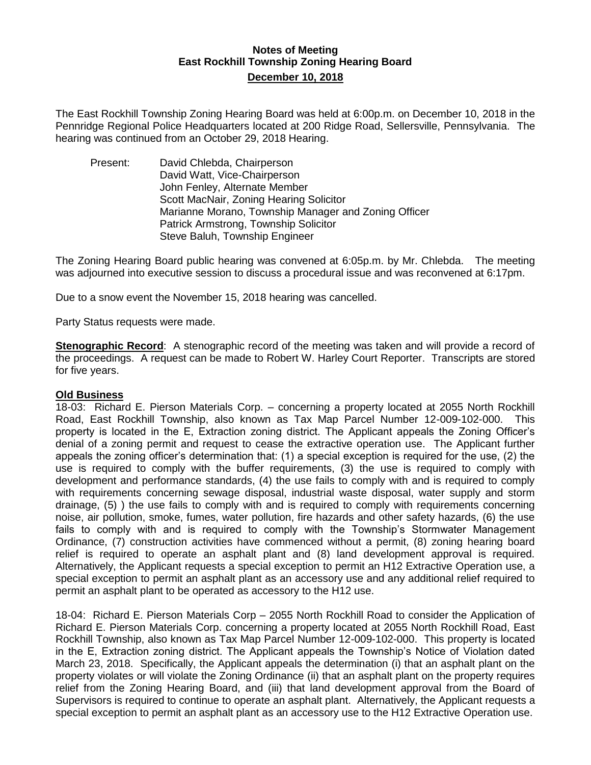# Notes of Meeting
## East Rockhill Township Zoning Hearing Board
## December 10, 2018

The East Rockhill Township Zoning Hearing Board was held at 6:00p.m. on December 10, 2018 in the Pennridge Regional Police Headquarters located at 200 Ridge Road, Sellersville, Pennsylvania. The hearing was continued from an October 29, 2018 Hearing.

Present: David Chlebda, Chairperson
David Watt, Vice-Chairperson
John Fenley, Alternate Member
Scott MacNair, Zoning Hearing Solicitor
Marianne Morano, Township Manager and Zoning Officer
Patrick Armstrong, Township Solicitor
Steve Baluh, Township Engineer

The Zoning Hearing Board public hearing was convened at 6:05p.m. by Mr. Chlebda. The meeting was adjourned into executive session to discuss a procedural issue and was reconvened at 6:17pm.

Due to a snow event the November 15, 2018 hearing was cancelled.

Party Status requests were made.

**Stenographic Record**: A stenographic record of the meeting was taken and will provide a record of the proceedings. A request can be made to Robert W. Harley Court Reporter. Transcripts are stored for five years.

**Old Business**

18-03: Richard E. Pierson Materials Corp. – concerning a property located at 2055 North Rockhill Road, East Rockhill Township, also known as Tax Map Parcel Number 12-009-102-000. This property is located in the E, Extraction zoning district. The Applicant appeals the Zoning Officer's denial of a zoning permit and request to cease the extractive operation use. The Applicant further appeals the zoning officer's determination that: (1) a special exception is required for the use, (2) the use is required to comply with the buffer requirements, (3) the use is required to comply with development and performance standards, (4) the use fails to comply with and is required to comply with requirements concerning sewage disposal, industrial waste disposal, water supply and storm drainage, (5) ) the use fails to comply with and is required to comply with requirements concerning noise, air pollution, smoke, fumes, water pollution, fire hazards and other safety hazards, (6) the use fails to comply with and is required to comply with the Township's Stormwater Management Ordinance, (7) construction activities have commenced without a permit, (8) zoning hearing board relief is required to operate an asphalt plant and (8) land development approval is required. Alternatively, the Applicant requests a special exception to permit an H12 Extractive Operation use, a special exception to permit an asphalt plant as an accessory use and any additional relief required to permit an asphalt plant to be operated as accessory to the H12 use.

18-04: Richard E. Pierson Materials Corp – 2055 North Rockhill Road to consider the Application of Richard E. Pierson Materials Corp. concerning a property located at 2055 North Rockhill Road, East Rockhill Township, also known as Tax Map Parcel Number 12-009-102-000. This property is located in the E, Extraction zoning district. The Applicant appeals the Township's Notice of Violation dated March 23, 2018. Specifically, the Applicant appeals the determination (i) that an asphalt plant on the property violates or will violate the Zoning Ordinance (ii) that an asphalt plant on the property requires relief from the Zoning Hearing Board, and (iii) that land development approval from the Board of Supervisors is required to continue to operate an asphalt plant. Alternatively, the Applicant requests a special exception to permit an asphalt plant as an accessory use to the H12 Extractive Operation use.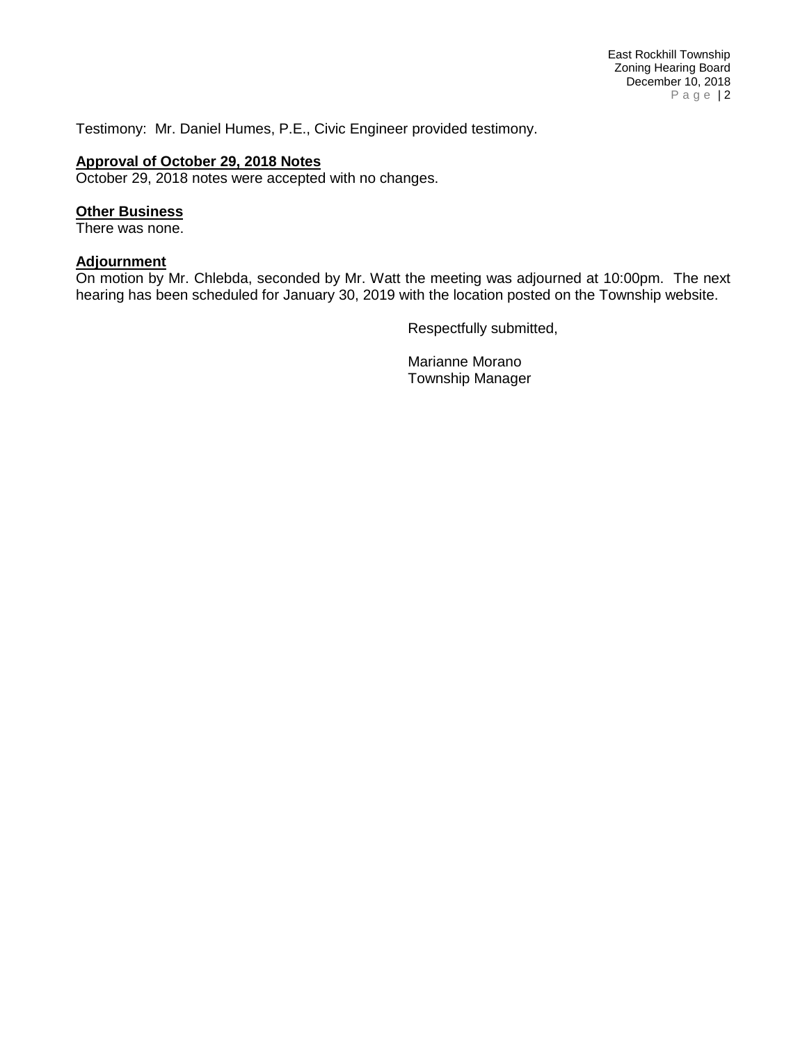Testimony: Mr. Daniel Humes, P.E., Civic Engineer provided testimony.

**Approval of October 29, 2018 Notes**

October 29, 2018 notes were accepted with no changes.

**Other Business**

There was none.

**Adjournment**

On motion by Mr. Chlebda, seconded by Mr. Watt the meeting was adjourned at 10:00pm. The next hearing has been scheduled for January 30, 2019 with the location posted on the Township website.

Respectfully submitted,

Marianne Morano
Township Manager